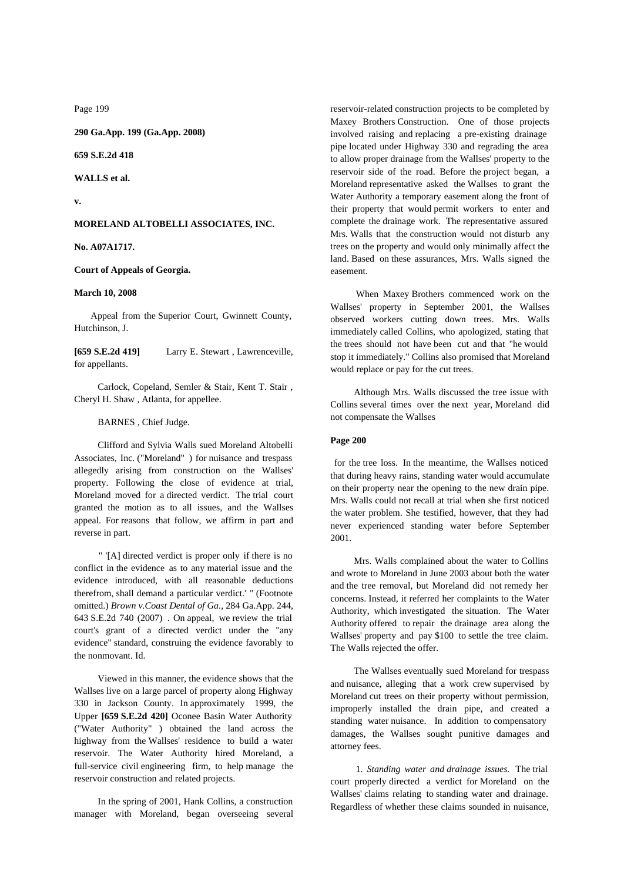**290 Ga.App. 199 (Ga.App. 2008)**

**659 S.E.2d 418**

**WALLS et al.**

**v.**

**MORELAND ALTOBELLI ASSOCIATES, INC.**

**No. A07A1717.**

**Court of Appeals of Georgia.**

**March 10, 2008**

Appeal from the Superior Court, Gwinnett County, Hutchinson, J.

**[659 S.E.2d 419]** Larry E. Stewart , Lawrenceville, for appellants.

Carlock, Copeland, Semler & Stair, Kent T. Stair , Cheryl H. Shaw , Atlanta, for appellee.

BARNES , Chief Judge.

Clifford and Sylvia Walls sued Moreland Altobelli Associates, Inc. ("Moreland" ) for nuisance and trespass allegedly arising from construction on the Wallses' property. Following the close of evidence at trial, Moreland moved for a directed verdict. The trial court granted the motion as to all issues, and the Wallses appeal. For reasons that follow, we affirm in part and reverse in part.

" '[A] directed verdict is proper only if there is no conflict in the evidence as to any material issue and the evidence introduced, with all reasonable deductions therefrom, shall demand a particular verdict.' " (Footnote omitted.) *Brown v.Coast Dental of Ga.*, 284 Ga.App. 244, 643 S.E.2d 740 (2007) . On appeal, we review the trial court's grant of a directed verdict under the "any evidence" standard, construing the evidence favorably to the nonmovant. Id.

Viewed in this manner, the evidence shows that the Wallses live on a large parcel of property along Highway 330 in Jackson County. In approximately 1999, the Upper **[659 S.E.2d 420]** Oconee Basin Water Authority ("Water Authority" ) obtained the land across the highway from the Wallses' residence to build a water reservoir. The Water Authority hired Moreland, a full-service civil engineering firm, to help manage the reservoir construction and related projects.

In the spring of 2001, Hank Collins, a construction manager with Moreland, began overseeing several reservoir-related construction projects to be completed by Maxey Brothers Construction. One of those projects involved raising and replacing a pre-existing drainage pipe located under Highway 330 and regrading the area to allow proper drainage from the Wallses' property to the reservoir side of the road. Before the project began, a Moreland representative asked the Wallses to grant the Water Authority a temporary easement along the front of their property that would permit workers to enter and complete the drainage work. The representative assured Mrs. Walls that the construction would not disturb any trees on the property and would only minimally affect the land. Based on these assurances, Mrs. Walls signed the easement.

When Maxey Brothers commenced work on the Wallses' property in September 2001, the Wallses observed workers cutting down trees. Mrs. Walls immediately called Collins, who apologized, stating that the trees should not have been cut and that "he would stop it immediately." Collins also promised that Moreland would replace or pay for the cut trees.

Although Mrs. Walls discussed the tree issue with Collins several times over the next year, Moreland did not compensate the Wallses

**Page 200**

for the tree loss. In the meantime, the Wallses noticed that during heavy rains, standing water would accumulate on their property near the opening to the new drain pipe. Mrs. Walls could not recall at trial when she first noticed the water problem. She testified, however, that they had never experienced standing water before September 2001.

Mrs. Walls complained about the water to Collins and wrote to Moreland in June 2003 about both the water and the tree removal, but Moreland did not remedy her concerns. Instead, it referred her complaints to the Water Authority, which investigated the situation. The Water Authority offered to repair the drainage area along the Wallses' property and pay $100 to settle the tree claim. The Walls rejected the offer.

The Wallses eventually sued Moreland for trespass and nuisance, alleging that a work crew supervised by Moreland cut trees on their property without permission, improperly installed the drain pipe, and created a standing water nuisance. In addition to compensatory damages, the Wallses sought punitive damages and attorney fees.

1. *Standing water and drainage issues.* The trial court properly directed a verdict for Moreland on the Wallses' claims relating to standing water and drainage. Regardless of whether these claims sounded in nuisance,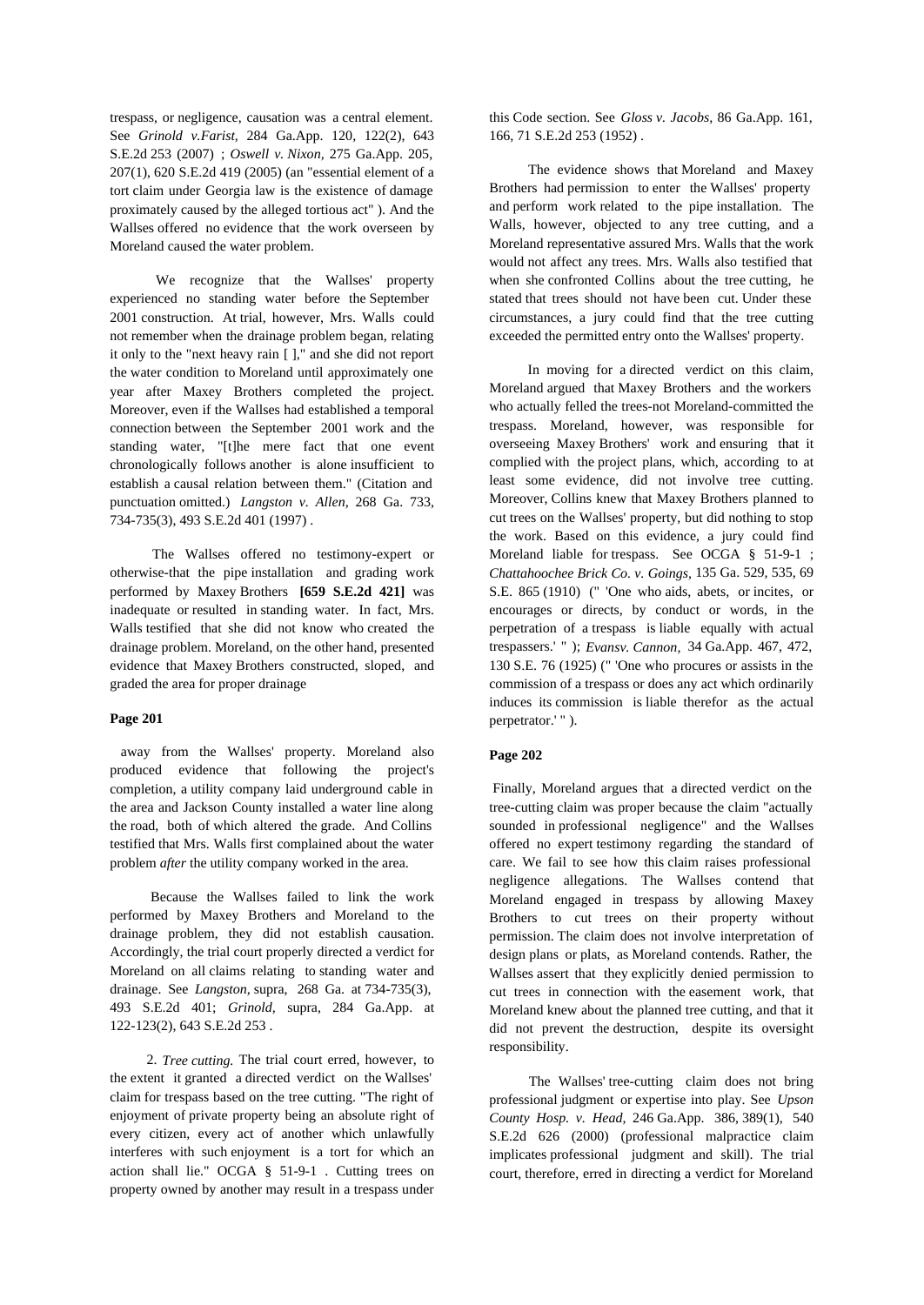trespass, or negligence, causation was a central element. See *Grinold v.Farist,* 284 Ga.App. 120, 122(2), 643 S.E.2d 253 (2007) ; *Oswell v. Nixon,* 275 Ga.App. 205, 207(1), 620 S.E.2d 419 (2005) (an "essential element of a tort claim under Georgia law is the existence of damage proximately caused by the alleged tortious act" ). And the Wallses offered no evidence that the work overseen by Moreland caused the water problem.

We recognize that the Wallses' property experienced no standing water before the September 2001 construction. At trial, however, Mrs. Walls could not remember when the drainage problem began, relating it only to the "next heavy rain [ ]," and she did not report the water condition to Moreland until approximately one year after Maxey Brothers completed the project. Moreover, even if the Wallses had established a temporal connection between the September 2001 work and the standing water, "[t]he mere fact that one event chronologically follows another is alone insufficient to establish a causal relation between them." (Citation and punctuation omitted.) *Langston v. Allen,* 268 Ga. 733, 734-735(3), 493 S.E.2d 401 (1997) .

The Wallses offered no testimony-expert or otherwise-that the pipe installation and grading work performed by Maxey Brothers **[659 S.E.2d 421]** was inadequate or resulted in standing water. In fact, Mrs. Walls testified that she did not know who created the drainage problem. Moreland, on the other hand, presented evidence that Maxey Brothers constructed, sloped, and graded the area for proper drainage

**Page 201**

away from the Wallses' property. Moreland also produced evidence that following the project's completion, a utility company laid underground cable in the area and Jackson County installed a water line along the road, both of which altered the grade. And Collins testified that Mrs. Walls first complained about the water problem *after* the utility company worked in the area.

Because the Wallses failed to link the work performed by Maxey Brothers and Moreland to the drainage problem, they did not establish causation. Accordingly, the trial court properly directed a verdict for Moreland on all claims relating to standing water and drainage. See *Langston,* supra, 268 Ga. at 734-735(3), 493 S.E.2d 401; *Grinold,* supra, 284 Ga.App. at 122-123(2), 643 S.E.2d 253 .

2. *Tree cutting.* The trial court erred, however, to the extent it granted a directed verdict on the Wallses' claim for trespass based on the tree cutting. "The right of enjoyment of private property being an absolute right of every citizen, every act of another which unlawfully interferes with such enjoyment is a tort for which an action shall lie." OCGA § 51-9-1 . Cutting trees on property owned by another may result in a trespass under this Code section. See *Gloss v. Jacobs,* 86 Ga.App. 161, 166, 71 S.E.2d 253 (1952) .

The evidence shows that Moreland and Maxey Brothers had permission to enter the Wallses' property and perform work related to the pipe installation. The Walls, however, objected to any tree cutting, and a Moreland representative assured Mrs. Walls that the work would not affect any trees. Mrs. Walls also testified that when she confronted Collins about the tree cutting, he stated that trees should not have been cut. Under these circumstances, a jury could find that the tree cutting exceeded the permitted entry onto the Wallses' property.

In moving for a directed verdict on this claim, Moreland argued that Maxey Brothers and the workers who actually felled the trees-not Moreland-committed the trespass. Moreland, however, was responsible for overseeing Maxey Brothers' work and ensuring that it complied with the project plans, which, according to at least some evidence, did not involve tree cutting. Moreover, Collins knew that Maxey Brothers planned to cut trees on the Wallses' property, but did nothing to stop the work. Based on this evidence, a jury could find Moreland liable for trespass. See OCGA § 51-9-1 ; *Chattahoochee Brick Co. v. Goings,* 135 Ga. 529, 535, 69 S.E. 865 (1910) (" 'One who aids, abets, or incites, or encourages or directs, by conduct or words, in the perpetration of a trespass is liable equally with actual trespassers.' " ); *Evansv. Cannon,* 34 Ga.App. 467, 472, 130 S.E. 76 (1925) (" 'One who procures or assists in the commission of a trespass or does any act which ordinarily induces its commission is liable therefor as the actual perpetrator.' " ).

**Page 202**

Finally, Moreland argues that a directed verdict on the tree-cutting claim was proper because the claim "actually sounded in professional negligence" and the Wallses offered no expert testimony regarding the standard of care. We fail to see how this claim raises professional negligence allegations. The Wallses contend that Moreland engaged in trespass by allowing Maxey Brothers to cut trees on their property without permission. The claim does not involve interpretation of design plans or plats, as Moreland contends. Rather, the Wallses assert that they explicitly denied permission to cut trees in connection with the easement work, that Moreland knew about the planned tree cutting, and that it did not prevent the destruction, despite its oversight responsibility.

The Wallses' tree-cutting claim does not bring professional judgment or expertise into play. See *Upson County Hosp. v. Head,* 246 Ga.App. 386, 389(1), 540 S.E.2d 626 (2000) (professional malpractice claim implicates professional judgment and skill). The trial court, therefore, erred in directing a verdict for Moreland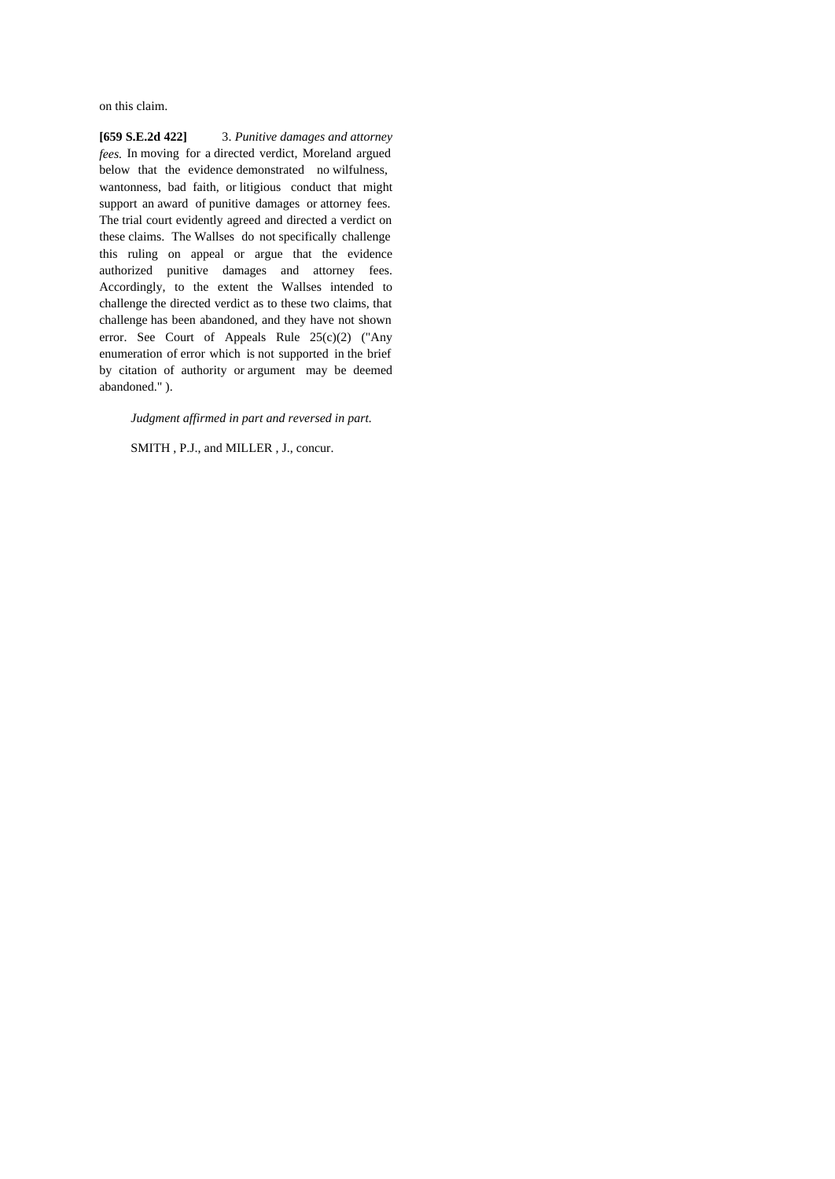on this claim.

**[659 S.E.2d 422]** 3. *Punitive damages and attorney fees.* In moving for a directed verdict, Moreland argued below that the evidence demonstrated no wilfulness, wantonness, bad faith, or litigious conduct that might support an award of punitive damages or attorney fees. The trial court evidently agreed and directed a verdict on these claims. The Wallses do not specifically challenge this ruling on appeal or argue that the evidence authorized punitive damages and attorney fees. Accordingly, to the extent the Wallses intended to challenge the directed verdict as to these two claims, that challenge has been abandoned, and they have not shown error. See Court of Appeals Rule 25(c)(2) ("Any enumeration of error which is not supported in the brief by citation of authority or argument may be deemed abandoned." ).

*Judgment affirmed in part and reversed in part.*

SMITH , P.J., and MILLER , J., concur.